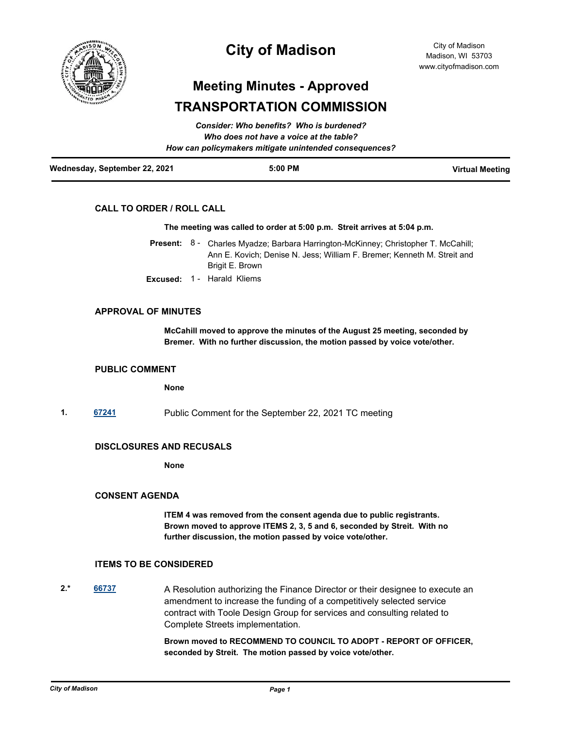# City of Madison

City of Madison
Madison, WI 53703
www.cityofmadison.com

## Meeting Minutes - Approved

## TRANSPORTATION COMMISSION

***Consider: Who benefits? Who is burdened?***
***Who does not have a voice at the table?***
***How can policymakers mitigate unintended consequences?***

**Wednesday, September 22, 2021** | **5:00 PM** | **Virtual Meeting**

### CALL TO ORDER / ROLL CALL

**The meeting was called to order at 5:00 p.m. Streit arrives at 5:04 p.m.**

**Present:** 8 - Charles Myadze; Barbara Harrington-McKinney; Christopher T. McCahill; Ann E. Kovich; Denise N. Jess; William F. Bremer; Kenneth M. Streit and Brigit E. Brown

**Excused:** 1 - Harald Kliems

### APPROVAL OF MINUTES

**McCahill moved to approve the minutes of the August 25 meeting, seconded by Bremer. With no further discussion, the motion passed by voice vote/other.**

### PUBLIC COMMENT

**None**

**1.** **67241** Public Comment for the September 22, 2021 TC meeting

### DISCLOSURES AND RECUSALS

**None**

### CONSENT AGENDA

**ITEM 4 was removed from the consent agenda due to public registrants. Brown moved to approve ITEMS 2, 3, 5 and 6, seconded by Streit. With no further discussion, the motion passed by voice vote/other.**

### ITEMS TO BE CONSIDERED

**2.*** **66737** A Resolution authorizing the Finance Director or their designee to execute an amendment to increase the funding of a competitively selected service contract with Toole Design Group for services and consulting related to Complete Streets implementation.

**Brown moved to RECOMMEND TO COUNCIL TO ADOPT - REPORT OF OFFICER, seconded by Streit. The motion passed by voice vote/other.**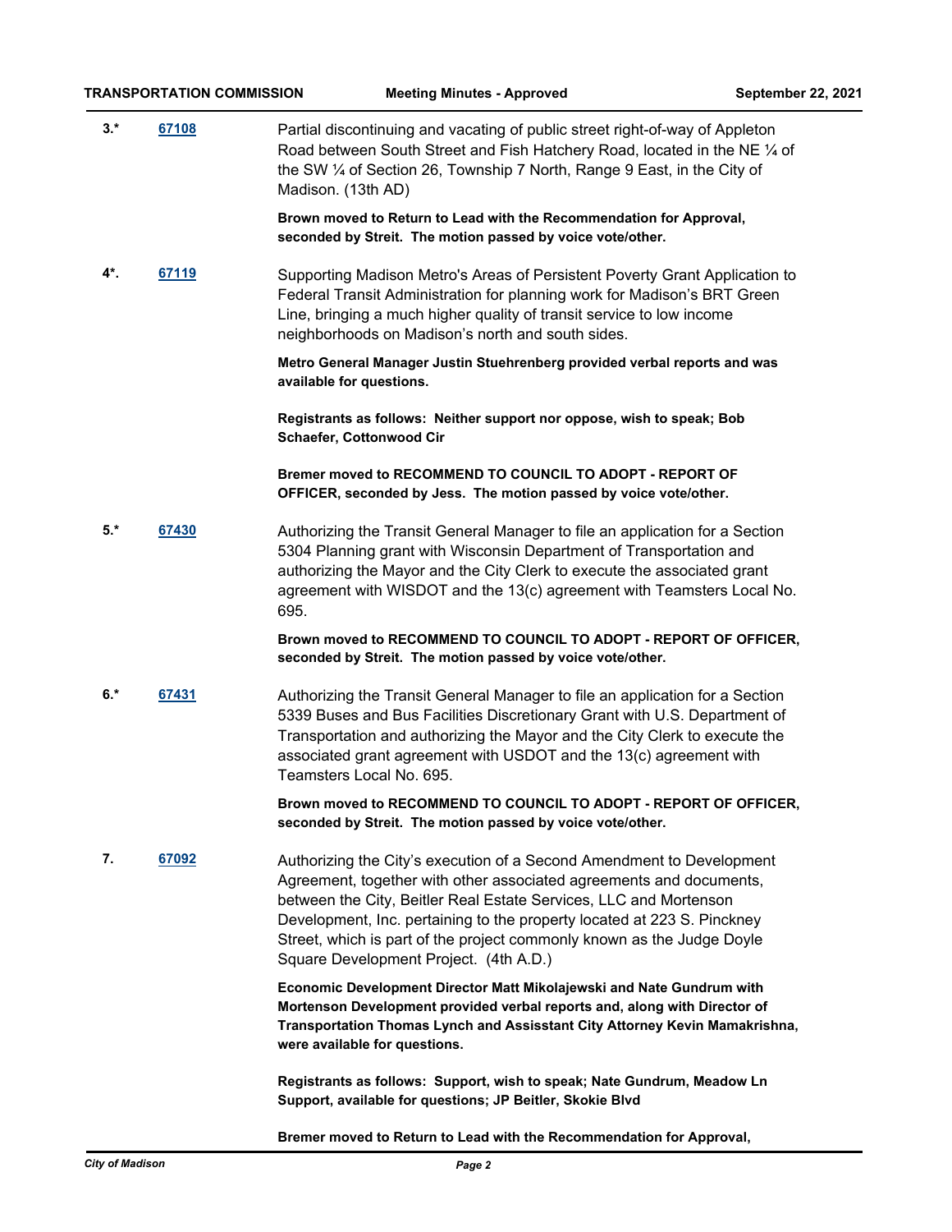3.* **67108**

Partial discontinuing and vacating of public street right-of-way of Appleton Road between South Street and Fish Hatchery Road, located in the NE ¼ of the SW ¼ of Section 26, Township 7 North, Range 9 East, in the City of Madison. (13th AD)

**Brown moved to Return to Lead with the Recommendation for Approval, seconded by Streit. The motion passed by voice vote/other.**

4*. **67119**

Supporting Madison Metro's Areas of Persistent Poverty Grant Application to Federal Transit Administration for planning work for Madison's BRT Green Line, bringing a much higher quality of transit service to low income neighborhoods on Madison's north and south sides.

**Metro General Manager Justin Stuehrenberg provided verbal reports and was available for questions.**

**Registrants as follows: Neither support nor oppose, wish to speak; Bob Schaefer, Cottonwood Cir**

**Bremer moved to RECOMMEND TO COUNCIL TO ADOPT - REPORT OF OFFICER, seconded by Jess. The motion passed by voice vote/other.**

5.* **67430**

Authorizing the Transit General Manager to file an application for a Section 5304 Planning grant with Wisconsin Department of Transportation and authorizing the Mayor and the City Clerk to execute the associated grant agreement with WISDOT and the 13(c) agreement with Teamsters Local No. 695.

**Brown moved to RECOMMEND TO COUNCIL TO ADOPT - REPORT OF OFFICER, seconded by Streit. The motion passed by voice vote/other.**

6.* **67431**

Authorizing the Transit General Manager to file an application for a Section 5339 Buses and Bus Facilities Discretionary Grant with U.S. Department of Transportation and authorizing the Mayor and the City Clerk to execute the associated grant agreement with USDOT and the 13(c) agreement with Teamsters Local No. 695.

**Brown moved to RECOMMEND TO COUNCIL TO ADOPT - REPORT OF OFFICER, seconded by Streit. The motion passed by voice vote/other.**

7. **67092**

Authorizing the City's execution of a Second Amendment to Development Agreement, together with other associated agreements and documents, between the City, Beitler Real Estate Services, LLC and Mortenson Development, Inc. pertaining to the property located at 223 S. Pinckney Street, which is part of the project commonly known as the Judge Doyle Square Development Project. (4th A.D.)

**Economic Development Director Matt Mikolajewski and Nate Gundrum with Mortenson Development provided verbal reports and, along with Director of Transportation Thomas Lynch and Assisstant City Attorney Kevin Mamakrishna, were available for questions.**

**Registrants as follows: Support, wish to speak; Nate Gundrum, Meadow Ln**
**Support, available for questions; JP Beitler, Skokie Blvd**

**Bremer moved to Return to Lead with the Recommendation for Approval,**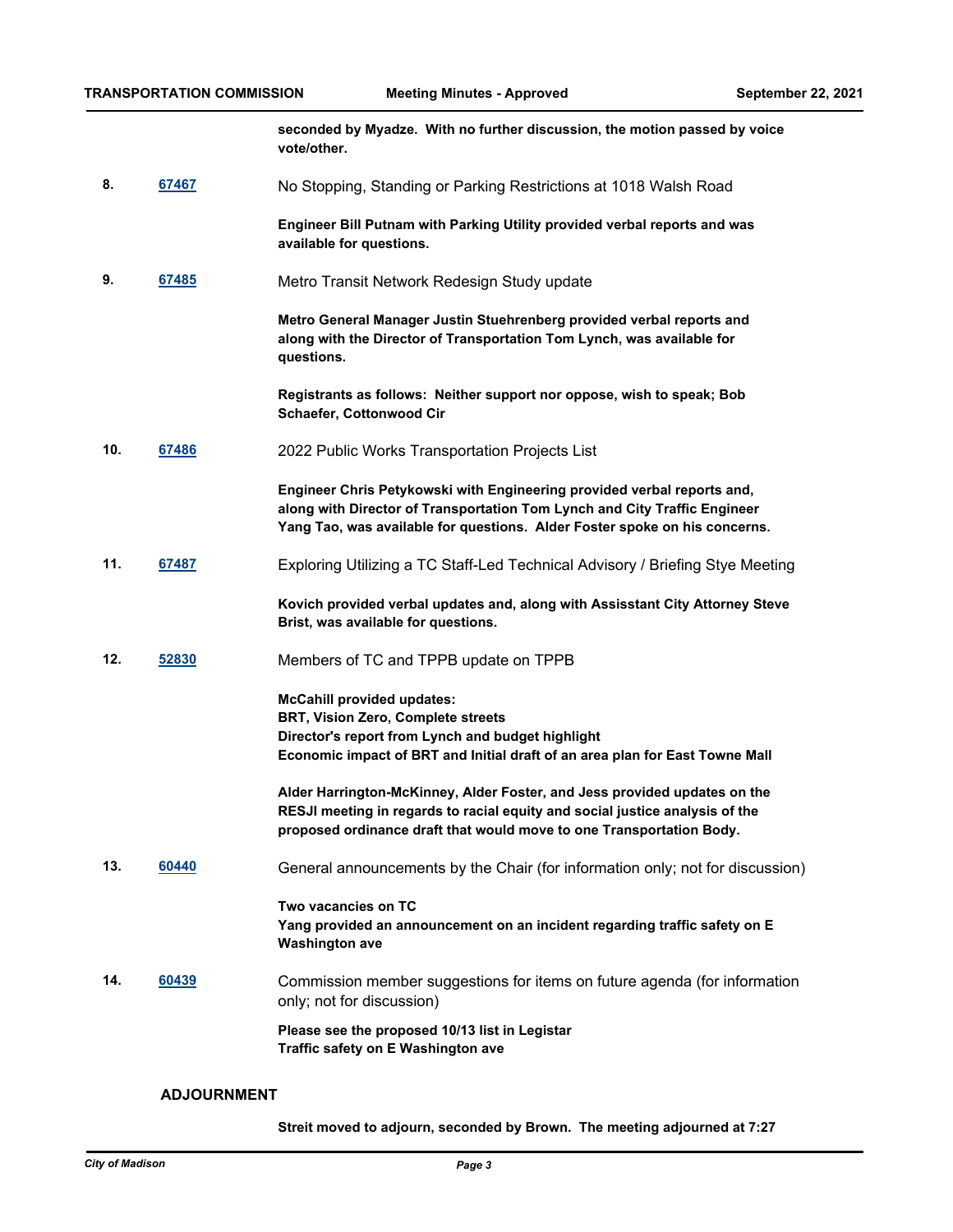**seconded by Myadze. With no further discussion, the motion passed by voice vote/other.**

**8.** [67467](#) No Stopping, Standing or Parking Restrictions at 1018 Walsh Road

**Engineer Bill Putnam with Parking Utility provided verbal reports and was available for questions.**

**9.** [67485](#) Metro Transit Network Redesign Study update

**Metro General Manager Justin Stuehrenberg provided verbal reports and along with the Director of Transportation Tom Lynch, was available for questions.**

**Registrants as follows: Neither support nor oppose, wish to speak; Bob Schaefer, Cottonwood Cir**

**10.** [67486](#) 2022 Public Works Transportation Projects List

**Engineer Chris Petykowski with Engineering provided verbal reports and, along with Director of Transportation Tom Lynch and City Traffic Engineer Yang Tao, was available for questions. Alder Foster spoke on his concerns.**

**11.** [67487](#) Exploring Utilizing a TC Staff-Led Technical Advisory / Briefing Stye Meeting

**Kovich provided verbal updates and, along with Assisstant City Attorney Steve Brist, was available for questions.**

**12.** [52830](#) Members of TC and TPPB update on TPPB

**McCahill provided updates:**
**BRT, Vision Zero, Complete streets**
**Director's report from Lynch and budget highlight**
**Economic impact of BRT and Initial draft of an area plan for East Towne Mall**

**Alder Harrington-McKinney, Alder Foster, and Jess provided updates on the RESJI meeting in regards to racial equity and social justice analysis of the proposed ordinance draft that would move to one Transportation Body.**

**13.** [60440](#) General announcements by the Chair (for information only; not for discussion)

**Two vacancies on TC**
**Yang provided an announcement on an incident regarding traffic safety on E Washington ave**

**14.** [60439](#) Commission member suggestions for items on future agenda (for information only; not for discussion)

**Please see the proposed 10/13 list in Legistar**
**Traffic safety on E Washington ave**

## ADJOURNMENT

**Streit moved to adjourn, seconded by Brown. The meeting adjourned at 7:27**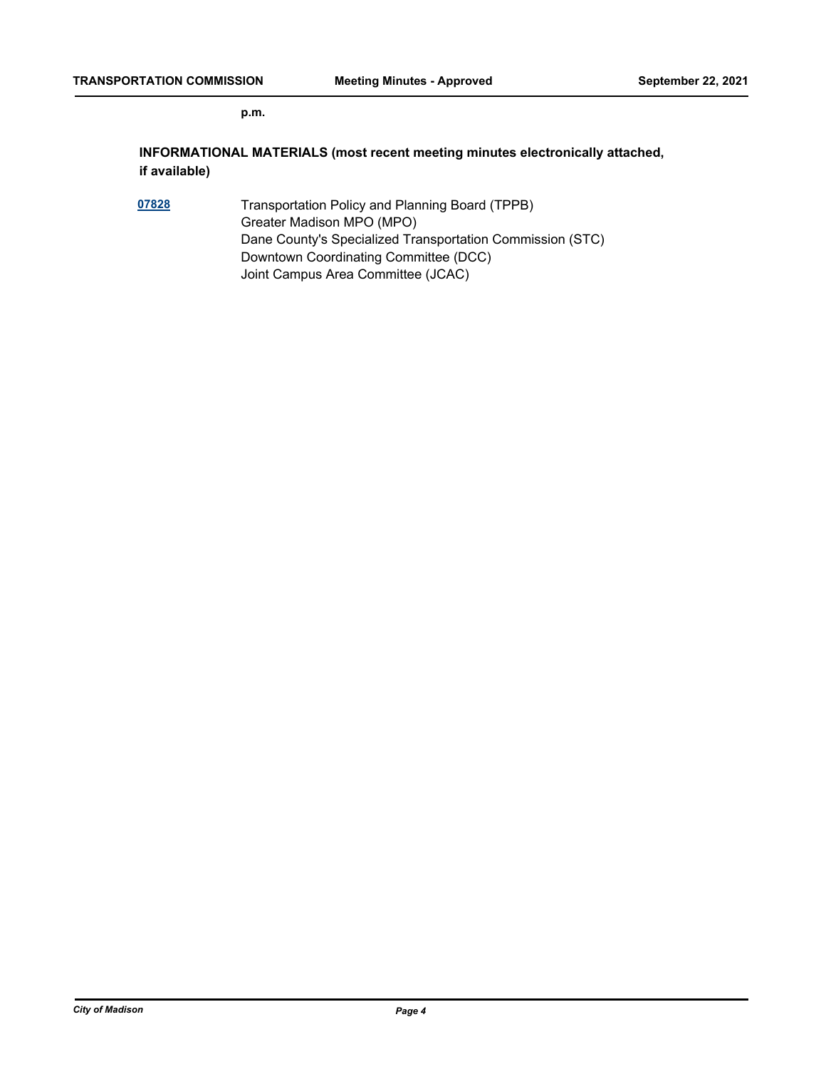**p.m.**

**INFORMATIONAL MATERIALS (most recent meeting minutes electronically attached, if available)**

**07828** Transportation Policy and Planning Board (TPPB)
Greater Madison MPO (MPO)
Dane County's Specialized Transportation Commission (STC)
Downtown Coordinating Committee (DCC)
Joint Campus Area Committee (JCAC)